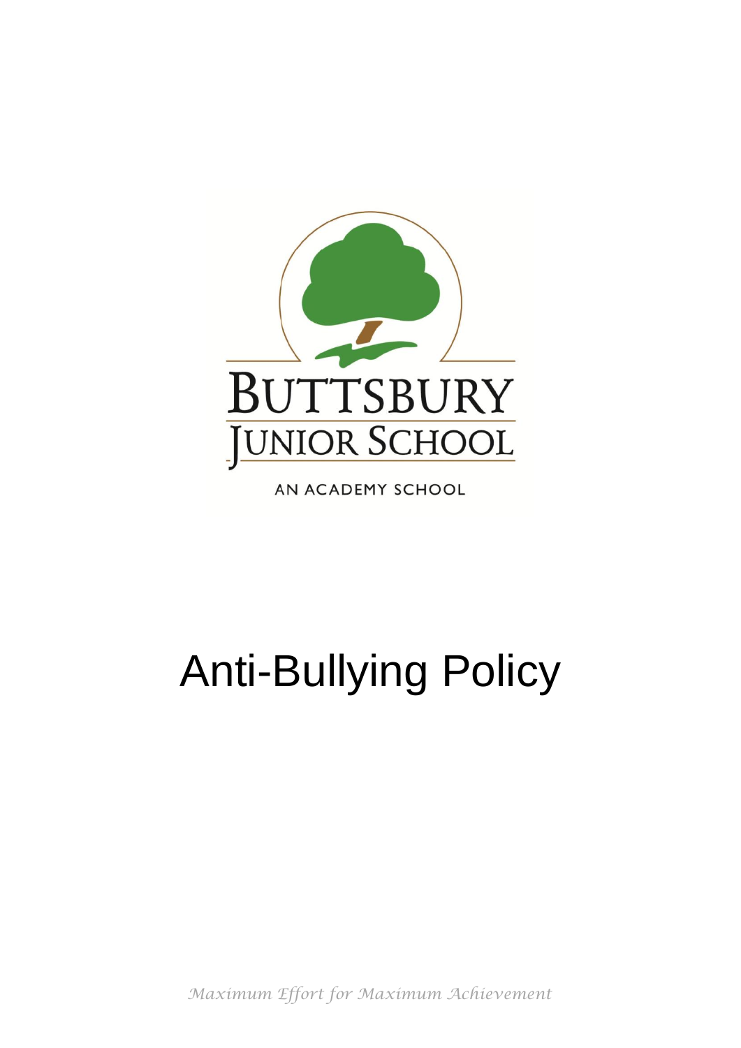BUTTSBURY JUNIOR SCHOOL

AN ACADEMY SCHOOL

# Anti-Bullying Policy

*Maximum Effort for Maximum Achievement*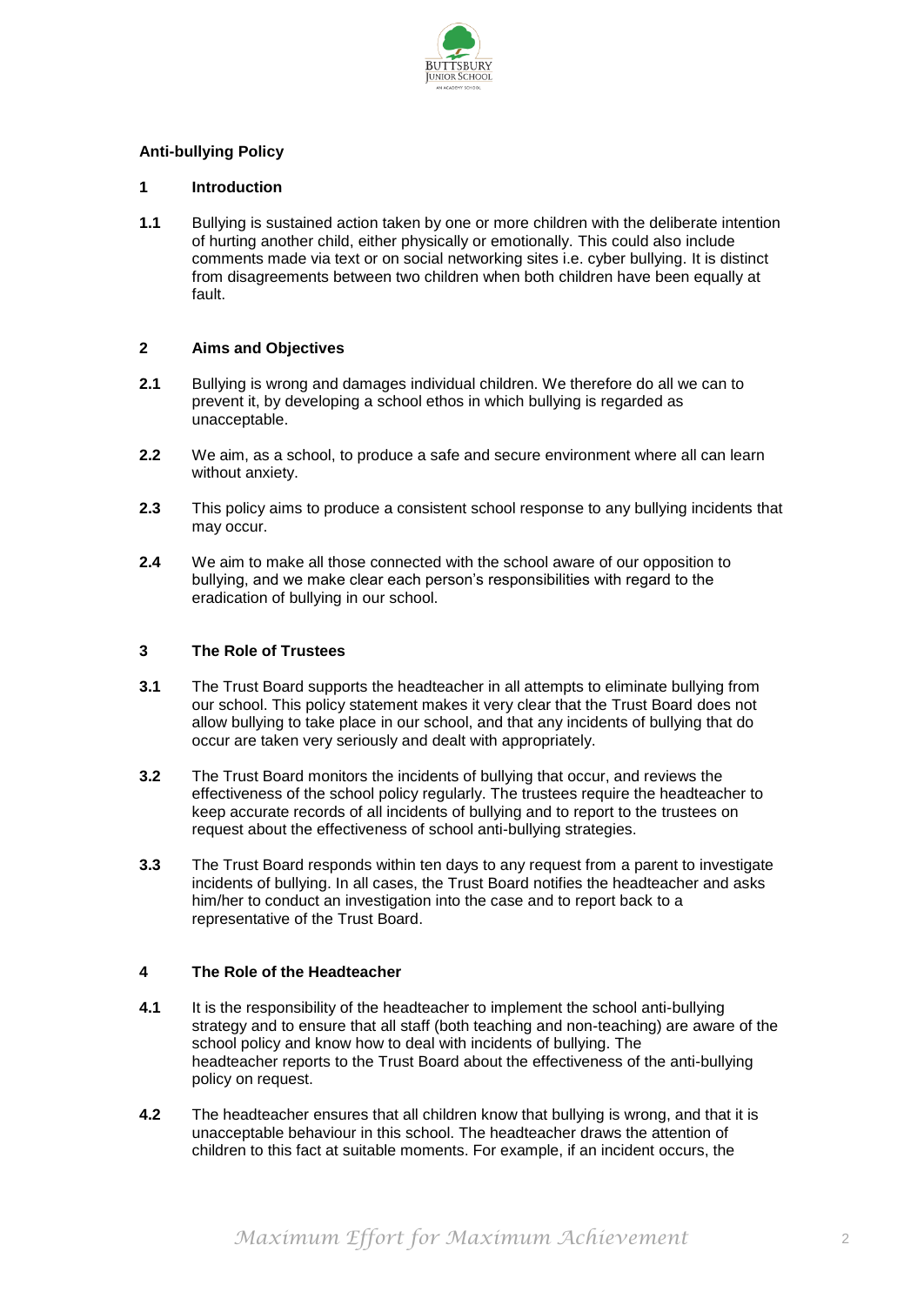## Anti-bullying Policy

### 1 Introduction

**1.1** Bullying is sustained action taken by one or more children with the deliberate intention of hurting another child, either physically or emotionally. This could also include comments made via text or on social networking sites i.e. cyber bullying. It is distinct from disagreements between two children when both children have been equally at fault.

### 2 Aims and Objectives

**2.1** Bullying is wrong and damages individual children. We therefore do all we can to prevent it, by developing a school ethos in which bullying is regarded as unacceptable.

**2.2** We aim, as a school, to produce a safe and secure environment where all can learn without anxiety.

**2.3** This policy aims to produce a consistent school response to any bullying incidents that may occur.

**2.4** We aim to make all those connected with the school aware of our opposition to bullying, and we make clear each person's responsibilities with regard to the eradication of bullying in our school.

### 3 The Role of Trustees

**3.1** The Trust Board supports the headteacher in all attempts to eliminate bullying from our school. This policy statement makes it very clear that the Trust Board does not allow bullying to take place in our school, and that any incidents of bullying that do occur are taken very seriously and dealt with appropriately.

**3.2** The Trust Board monitors the incidents of bullying that occur, and reviews the effectiveness of the school policy regularly. The trustees require the headteacher to keep accurate records of all incidents of bullying and to report to the trustees on request about the effectiveness of school anti-bullying strategies.

**3.3** The Trust Board responds within ten days to any request from a parent to investigate incidents of bullying. In all cases, the Trust Board notifies the headteacher and asks him/her to conduct an investigation into the case and to report back to a representative of the Trust Board.

### 4 The Role of the Headteacher

**4.1** It is the responsibility of the headteacher to implement the school anti-bullying strategy and to ensure that all staff (both teaching and non-teaching) are aware of the school policy and know how to deal with incidents of bullying. The headteacher reports to the Trust Board about the effectiveness of the anti-bullying policy on request.

**4.2** The headteacher ensures that all children know that bullying is wrong, and that it is unacceptable behaviour in this school. The headteacher draws the attention of children to this fact at suitable moments. For example, if an incident occurs, the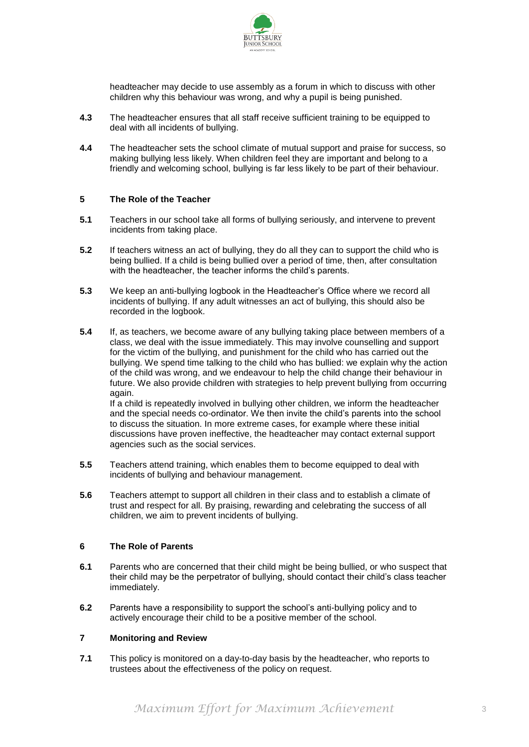headteacher may decide to use assembly as a forum in which to discuss with other children why this behaviour was wrong, and why a pupil is being punished.

**4.3** The headteacher ensures that all staff receive sufficient training to be equipped to deal with all incidents of bullying.

**4.4** The headteacher sets the school climate of mutual support and praise for success, so making bullying less likely. When children feel they are important and belong to a friendly and welcoming school, bullying is far less likely to be part of their behaviour.

## 5 The Role of the Teacher

**5.1** Teachers in our school take all forms of bullying seriously, and intervene to prevent incidents from taking place.

**5.2** If teachers witness an act of bullying, they do all they can to support the child who is being bullied. If a child is being bullied over a period of time, then, after consultation with the headteacher, the teacher informs the child's parents.

**5.3** We keep an anti-bullying logbook in the Headteacher's Office where we record all incidents of bullying. If any adult witnesses an act of bullying, this should also be recorded in the logbook.

**5.4** If, as teachers, we become aware of any bullying taking place between members of a class, we deal with the issue immediately. This may involve counselling and support for the victim of the bullying, and punishment for the child who has carried out the bullying. We spend time talking to the child who has bullied: we explain why the action of the child was wrong, and we endeavour to help the child change their behaviour in future. We also provide children with strategies to help prevent bullying from occurring again.
If a child is repeatedly involved in bullying other children, we inform the headteacher and the special needs co-ordinator. We then invite the child's parents into the school to discuss the situation. In more extreme cases, for example where these initial discussions have proven ineffective, the headteacher may contact external support agencies such as the social services.

**5.5** Teachers attend training, which enables them to become equipped to deal with incidents of bullying and behaviour management.

**5.6** Teachers attempt to support all children in their class and to establish a climate of trust and respect for all. By praising, rewarding and celebrating the success of all children, we aim to prevent incidents of bullying.

## 6 The Role of Parents

**6.1** Parents who are concerned that their child might be being bullied, or who suspect that their child may be the perpetrator of bullying, should contact their child's class teacher immediately.

**6.2** Parents have a responsibility to support the school's anti-bullying policy and to actively encourage their child to be a positive member of the school.

## 7 Monitoring and Review

**7.1** This policy is monitored on a day-to-day basis by the headteacher, who reports to trustees about the effectiveness of the policy on request.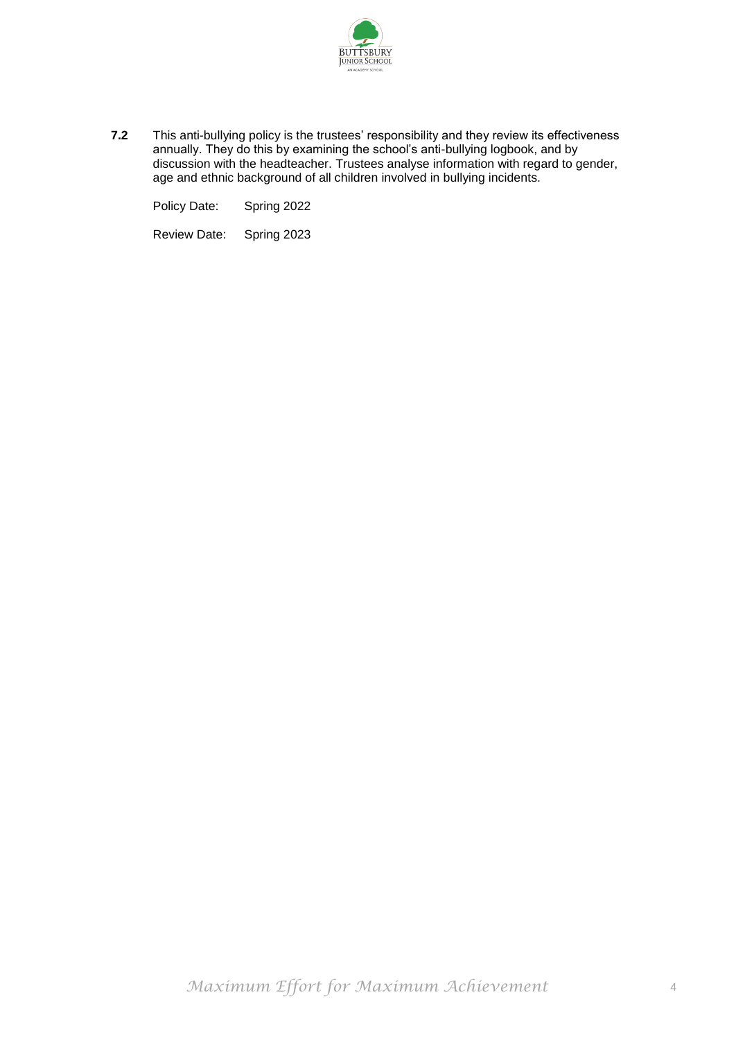**7.2** This anti-bullying policy is the trustees' responsibility and they review its effectiveness annually. They do this by examining the school's anti-bullying logbook, and by discussion with the headteacher. Trustees analyse information with regard to gender, age and ethnic background of all children involved in bullying incidents.

Policy Date: Spring 2022

Review Date: Spring 2023